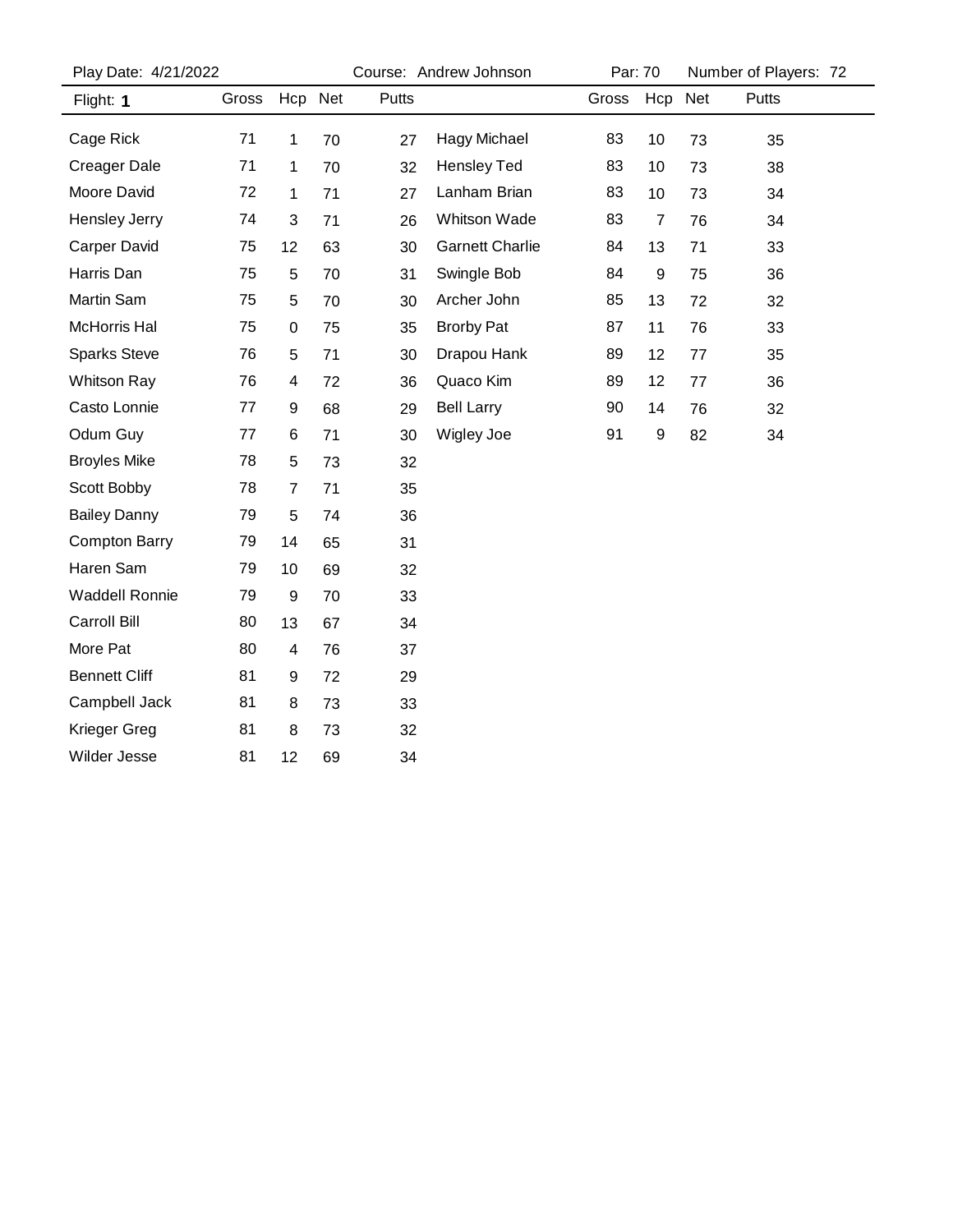Play Date: 4/21/2022 | Course: Andrew Johnson | Par: 70 | Number of Players: 72

| Flight: **1** | Gross | Hcp | Net | Putts |
|---|---|---|---|---|
| Cage Rick | 71 | 1 | 70 | 27 |
| Creager Dale | 71 | 1 | 70 | 32 |
| Moore David | 72 | 1 | 71 | 27 |
| Hensley Jerry | 74 | 3 | 71 | 26 |
| Carper David | 75 | 12 | 63 | 30 |
| Harris Dan | 75 | 5 | 70 | 31 |
| Martin Sam | 75 | 5 | 70 | 30 |
| McHorris Hal | 75 | 0 | 75 | 35 |
| Sparks Steve | 76 | 5 | 71 | 30 |
| Whitson Ray | 76 | 4 | 72 | 36 |
| Casto Lonnie | 77 | 9 | 68 | 29 |
| Odum Guy | 77 | 6 | 71 | 30 |
| Broyles Mike | 78 | 5 | 73 | 32 |
| Scott Bobby | 78 | 7 | 71 | 35 |
| Bailey Danny | 79 | 5 | 74 | 36 |
| Compton Barry | 79 | 14 | 65 | 31 |
| Haren Sam | 79 | 10 | 69 | 32 |
| Waddell Ronnie | 79 | 9 | 70 | 33 |
| Carroll Bill | 80 | 13 | 67 | 34 |
| More Pat | 80 | 4 | 76 | 37 |
| Bennett Cliff | 81 | 9 | 72 | 29 |
| Campbell Jack | 81 | 8 | 73 | 33 |
| Krieger Greg | 81 | 8 | 73 | 32 |
| Wilder Jesse | 81 | 12 | 69 | 34 |
| Hagy Michael | 83 | 10 | 73 | 35 |
| Hensley Ted | 83 | 10 | 73 | 38 |
| Lanham Brian | 83 | 10 | 73 | 34 |
| Whitson Wade | 83 | 7 | 76 | 34 |
| Garnett Charlie | 84 | 13 | 71 | 33 |
| Swingle Bob | 84 | 9 | 75 | 36 |
| Archer John | 85 | 13 | 72 | 32 |
| Brorby Pat | 87 | 11 | 76 | 33 |
| Drapou Hank | 89 | 12 | 77 | 35 |
| Quaco Kim | 89 | 12 | 77 | 36 |
| Bell Larry | 90 | 14 | 76 | 32 |
| Wigley Joe | 91 | 9 | 82 | 34 |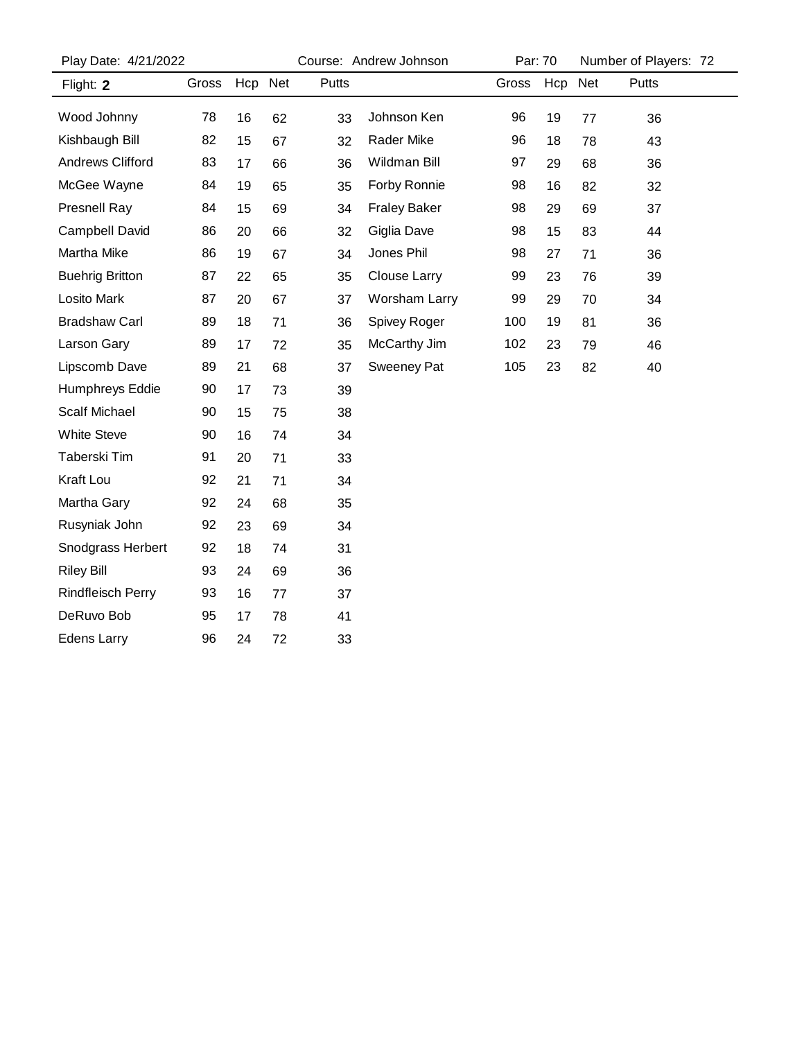Play Date: 4/21/2022 Course: Andrew Johnson Par: 70 Number of Players: 72

| Flight: **2** | Gross | Hcp | Net | Putts | | Gross | Hcp | Net | Putts |
|---|---|---|---|---|---|---|---|---|---|
| Wood Johnny | 78 | 16 | 62 | 33 | Johnson Ken | 96 | 19 | 77 | 36 |
| Kishbaugh Bill | 82 | 15 | 67 | 32 | Rader Mike | 96 | 18 | 78 | 43 |
| Andrews Clifford | 83 | 17 | 66 | 36 | Wildman Bill | 97 | 29 | 68 | 36 |
| McGee Wayne | 84 | 19 | 65 | 35 | Forby Ronnie | 98 | 16 | 82 | 32 |
| Presnell Ray | 84 | 15 | 69 | 34 | Fraley Baker | 98 | 29 | 69 | 37 |
| Campbell David | 86 | 20 | 66 | 32 | Giglia Dave | 98 | 15 | 83 | 44 |
| Martha Mike | 86 | 19 | 67 | 34 | Jones Phil | 98 | 27 | 71 | 36 |
| Buehrig Britton | 87 | 22 | 65 | 35 | Clouse Larry | 99 | 23 | 76 | 39 |
| Losito Mark | 87 | 20 | 67 | 37 | Worsham Larry | 99 | 29 | 70 | 34 |
| Bradshaw Carl | 89 | 18 | 71 | 36 | Spivey Roger | 100 | 19 | 81 | 36 |
| Larson Gary | 89 | 17 | 72 | 35 | McCarthy Jim | 102 | 23 | 79 | 46 |
| Lipscomb Dave | 89 | 21 | 68 | 37 | Sweeney Pat | 105 | 23 | 82 | 40 |
| Humphreys Eddie | 90 | 17 | 73 | 39 | | | | | |
| Scalf Michael | 90 | 15 | 75 | 38 | | | | | |
| White Steve | 90 | 16 | 74 | 34 | | | | | |
| Taberski Tim | 91 | 20 | 71 | 33 | | | | | |
| Kraft Lou | 92 | 21 | 71 | 34 | | | | | |
| Martha Gary | 92 | 24 | 68 | 35 | | | | | |
| Rusyniak John | 92 | 23 | 69 | 34 | | | | | |
| Snodgrass Herbert | 92 | 18 | 74 | 31 | | | | | |
| Riley Bill | 93 | 24 | 69 | 36 | | | | | |
| Rindfleisch Perry | 93 | 16 | 77 | 37 | | | | | |
| DeRuvo Bob | 95 | 17 | 78 | 41 | | | | | |
| Edens Larry | 96 | 24 | 72 | 33 | | | | | |